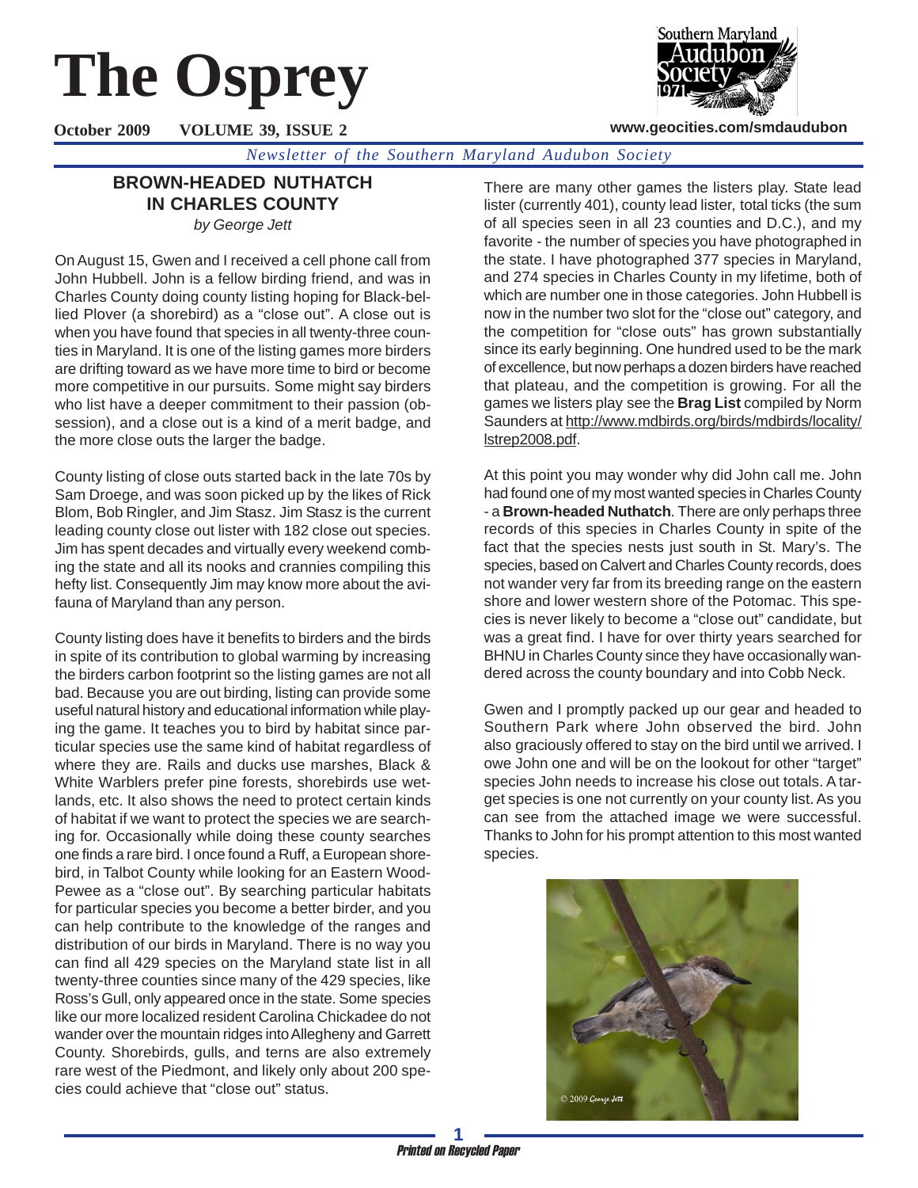# The Osprey

**October 2009 VOLUME 39, ISSUE 2** www.geocities.com/smdaudubon

*Newsletter of the Southern Maryland Audubon Society*

## BROWN-HEADED NUTHATCH IN CHARLES COUNTY

*by George Jett*

On August 15, Gwen and I received a cell phone call from John Hubbell. John is a fellow birding friend, and was in Charles County doing county listing hoping for Black-bellied Plover (a shorebird) as a "close out". A close out is when you have found that species in all twenty-three counties in Maryland. It is one of the listing games more birders are drifting toward as we have more time to bird or become more competitive in our pursuits. Some might say birders who list have a deeper commitment to their passion (obsession), and a close out is a kind of a merit badge, and the more close outs the larger the badge.

County listing of close outs started back in the late 70s by Sam Droege, and was soon picked up by the likes of Rick Blom, Bob Ringler, and Jim Stasz. Jim Stasz is the current leading county close out lister with 182 close out species. Jim has spent decades and virtually every weekend combing the state and all its nooks and crannies compiling this hefty list. Consequently Jim may know more about the avifauna of Maryland than any person.

County listing does have it benefits to birders and the birds in spite of its contribution to global warming by increasing the birders carbon footprint so the listing games are not all bad. Because you are out birding, listing can provide some useful natural history and educational information while playing the game. It teaches you to bird by habitat since particular species use the same kind of habitat regardless of where they are. Rails and ducks use marshes, Black & White Warblers prefer pine forests, shorebirds use wetlands, etc. It also shows the need to protect certain kinds of habitat if we want to protect the species we are searching for. Occasionally while doing these county searches one finds a rare bird. I once found a Ruff, a European shorebird, in Talbot County while looking for an Eastern Wood-Pewee as a "close out". By searching particular habitats for particular species you become a better birder, and you can help contribute to the knowledge of the ranges and distribution of our birds in Maryland. There is no way you can find all 429 species on the Maryland state list in all twenty-three counties since many of the 429 species, like Ross's Gull, only appeared once in the state. Some species like our more localized resident Carolina Chickadee do not wander over the mountain ridges into Allegheny and Garrett County. Shorebirds, gulls, and terns are also extremely rare west of the Piedmont, and likely only about 200 species could achieve that "close out" status.

There are many other games the listers play. State lead lister (currently 401), county lead lister, total ticks (the sum of all species seen in all 23 counties and D.C.), and my favorite - the number of species you have photographed in the state. I have photographed 377 species in Maryland, and 274 species in Charles County in my lifetime, both of which are number one in those categories. John Hubbell is now in the number two slot for the "close out" category, and the competition for "close outs" has grown substantially since its early beginning. One hundred used to be the mark of excellence, but now perhaps a dozen birders have reached that plateau, and the competition is growing. For all the games we listers play see the **Brag List** compiled by Norm Saunders at http://www.mdbirds.org/birds/mdbirds/locality/lstrep2008.pdf.

At this point you may wonder why did John call me. John had found one of my most wanted species in Charles County - a **Brown-headed Nuthatch**. There are only perhaps three records of this species in Charles County in spite of the fact that the species nests just south in St. Mary's. The species, based on Calvert and Charles County records, does not wander very far from its breeding range on the eastern shore and lower western shore of the Potomac. This species is never likely to become a "close out" candidate, but was a great find. I have for over thirty years searched for BHNU in Charles County since they have occasionally wandered across the county boundary and into Cobb Neck.

Gwen and I promptly packed up our gear and headed to Southern Park where John observed the bird. John also graciously offered to stay on the bird until we arrived. I owe John one and will be on the lookout for other "target" species John needs to increase his close out totals. A target species is one not currently on your county list. As you can see from the attached image we were successful. Thanks to John for his prompt attention to this most wanted species.

© 2009 George Jett

*Printed on Recycled Paper*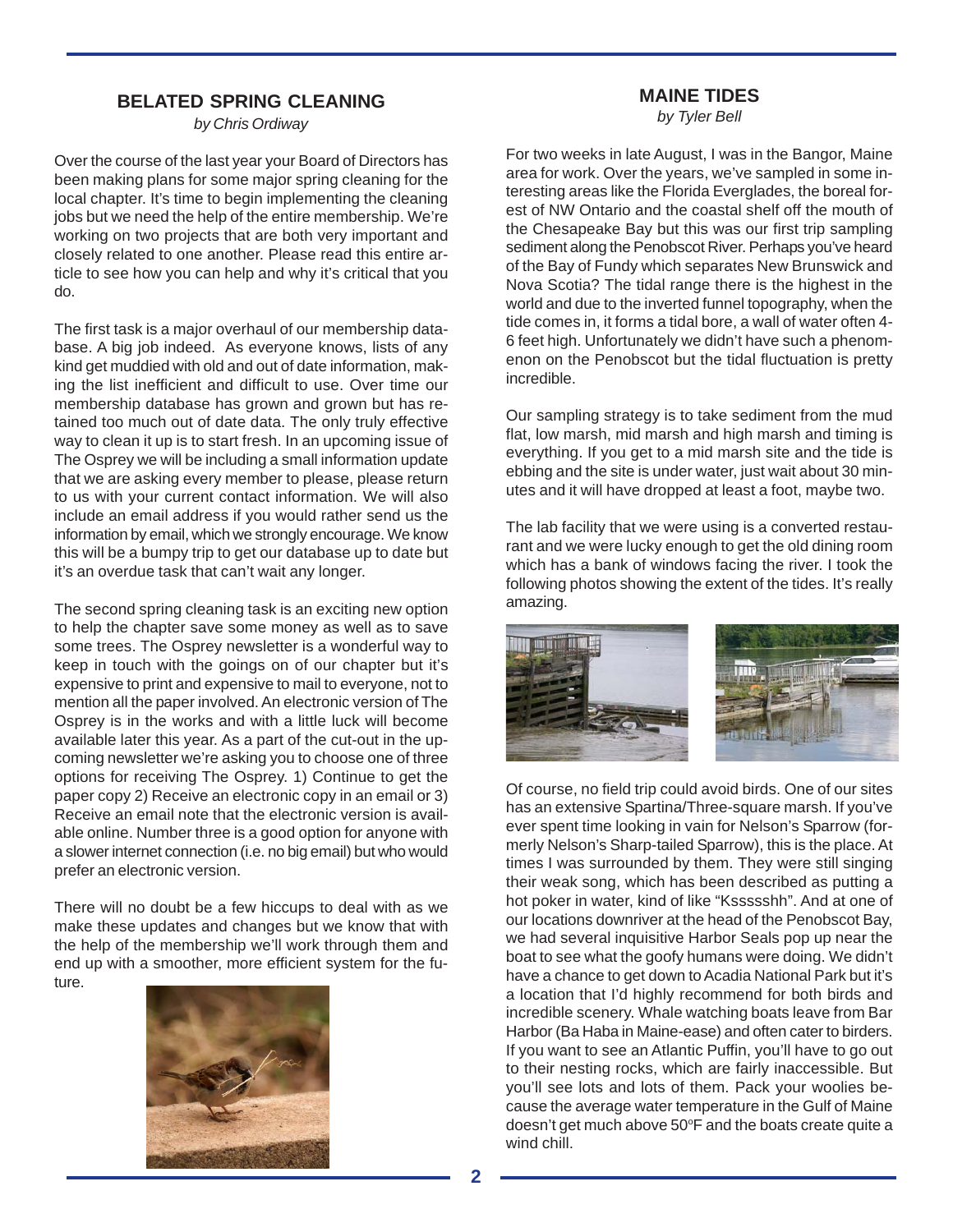## BELATED SPRING CLEANING

*by Chris Ordiway*

Over the course of the last year your Board of Directors has been making plans for some major spring cleaning for the local chapter. It's time to begin implementing the cleaning jobs but we need the help of the entire membership. We're working on two projects that are both very important and closely related to one another. Please read this entire article to see how you can help and why it's critical that you do.

The first task is a major overhaul of our membership database. A big job indeed. As everyone knows, lists of any kind get muddied with old and out of date information, making the list inefficient and difficult to use. Over time our membership database has grown and grown but has retained too much out of date data. The only truly effective way to clean it up is to start fresh. In an upcoming issue of The Osprey we will be including a small information update that we are asking every member to please, please return to us with your current contact information. We will also include an email address if you would rather send us the information by email, which we strongly encourage. We know this will be a bumpy trip to get our database up to date but it's an overdue task that can't wait any longer.

The second spring cleaning task is an exciting new option to help the chapter save some money as well as to save some trees. The Osprey newsletter is a wonderful way to keep in touch with the goings on of our chapter but it's expensive to print and expensive to mail to everyone, not to mention all the paper involved. An electronic version of The Osprey is in the works and with a little luck will become available later this year. As a part of the cut-out in the upcoming newsletter we're asking you to choose one of three options for receiving The Osprey. 1) Continue to get the paper copy 2) Receive an electronic copy in an email or 3) Receive an email note that the electronic version is available online. Number three is a good option for anyone with a slower internet connection (i.e. no big email) but who would prefer an electronic version.

There will no doubt be a few hiccups to deal with as we make these updates and changes but we know that with the help of the membership we'll work through them and end up with a smoother, more efficient system for the future.

## MAINE TIDES

*by Tyler Bell*

For two weeks in late August, I was in the Bangor, Maine area for work. Over the years, we've sampled in some interesting areas like the Florida Everglades, the boreal forest of NW Ontario and the coastal shelf off the mouth of the Chesapeake Bay but this was our first trip sampling sediment along the Penobscot River. Perhaps you've heard of the Bay of Fundy which separates New Brunswick and Nova Scotia? The tidal range there is the highest in the world and due to the inverted funnel topography, when the tide comes in, it forms a tidal bore, a wall of water often 4-6 feet high. Unfortunately we didn't have such a phenomenon on the Penobscot but the tidal fluctuation is pretty incredible.

Our sampling strategy is to take sediment from the mud flat, low marsh, mid marsh and high marsh and timing is everything. If you get to a mid marsh site and the tide is ebbing and the site is under water, just wait about 30 minutes and it will have dropped at least a foot, maybe two.

The lab facility that we were using is a converted restaurant and we were lucky enough to get the old dining room which has a bank of windows facing the river. I took the following photos showing the extent of the tides. It's really amazing.

Of course, no field trip could avoid birds. One of our sites has an extensive Spartina/Three-square marsh. If you've ever spent time looking in vain for Nelson's Sparrow (formerly Nelson's Sharp-tailed Sparrow), this is the place. At times I was surrounded by them. They were still singing their weak song, which has been described as putting a hot poker in water, kind of like "Kssssshh". And at one of our locations downriver at the head of the Penobscot Bay, we had several inquisitive Harbor Seals pop up near the boat to see what the goofy humans were doing. We didn't have a chance to get down to Acadia National Park but it's a location that I'd highly recommend for both birds and incredible scenery. Whale watching boats leave from Bar Harbor (Ba Haba in Maine-ease) and often cater to birders. If you want to see an Atlantic Puffin, you'll have to go out to their nesting rocks, which are fairly inaccessible. But you'll see lots and lots of them. Pack your woolies because the average water temperature in the Gulf of Maine doesn't get much above 50ºF and the boats create quite a wind chill.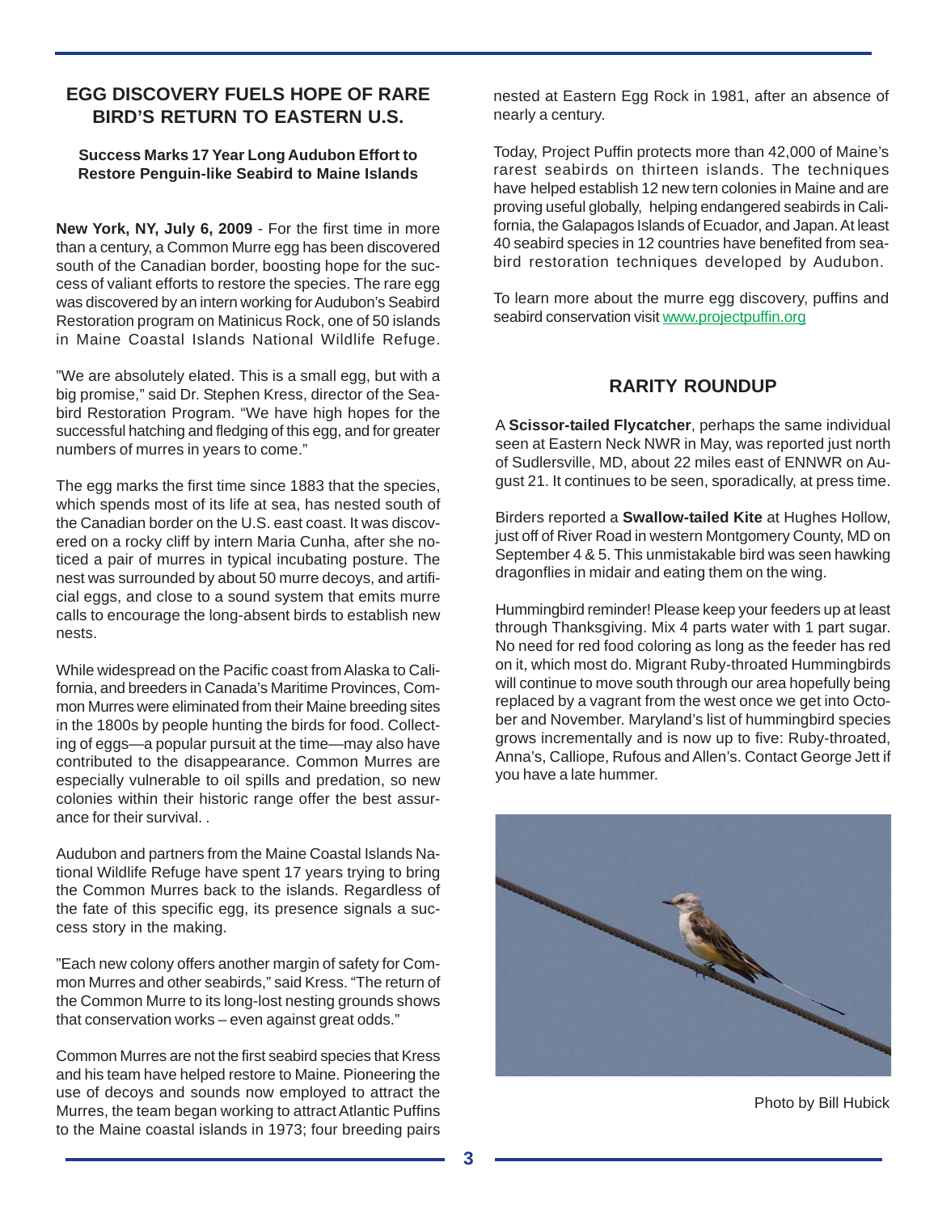## EGG DISCOVERY FUELS HOPE OF RARE BIRD'S RETURN TO EASTERN U.S.

**Success Marks 17 Year Long Audubon Effort to Restore Penguin-like Seabird to Maine Islands**

**New York, NY, July 6, 2009** - For the first time in more than a century, a Common Murre egg has been discovered south of the Canadian border, boosting hope for the success of valiant efforts to restore the species. The rare egg was discovered by an intern working for Audubon's Seabird Restoration program on Matinicus Rock, one of 50 islands in Maine Coastal Islands National Wildlife Refuge.

"We are absolutely elated. This is a small egg, but with a big promise," said Dr. Stephen Kress, director of the Seabird Restoration Program. "We have high hopes for the successful hatching and fledging of this egg, and for greater numbers of murres in years to come."

The egg marks the first time since 1883 that the species, which spends most of its life at sea, has nested south of the Canadian border on the U.S. east coast. It was discovered on a rocky cliff by intern Maria Cunha, after she noticed a pair of murres in typical incubating posture. The nest was surrounded by about 50 murre decoys, and artificial eggs, and close to a sound system that emits murre calls to encourage the long-absent birds to establish new nests.

While widespread on the Pacific coast from Alaska to California, and breeders in Canada's Maritime Provinces, Common Murres were eliminated from their Maine breeding sites in the 1800s by people hunting the birds for food. Collecting of eggs—a popular pursuit at the time—may also have contributed to the disappearance. Common Murres are especially vulnerable to oil spills and predation, so new colonies within their historic range offer the best assurance for their survival. .

Audubon and partners from the Maine Coastal Islands National Wildlife Refuge have spent 17 years trying to bring the Common Murres back to the islands. Regardless of the fate of this specific egg, its presence signals a success story in the making.

"Each new colony offers another margin of safety for Common Murres and other seabirds," said Kress. "The return of the Common Murre to its long-lost nesting grounds shows that conservation works – even against great odds."

Common Murres are not the first seabird species that Kress and his team have helped restore to Maine. Pioneering the use of decoys and sounds now employed to attract the Murres, the team began working to attract Atlantic Puffins to the Maine coastal islands in 1973; four breeding pairs nested at Eastern Egg Rock in 1981, after an absence of nearly a century.

Today, Project Puffin protects more than 42,000 of Maine's rarest seabirds on thirteen islands. The techniques have helped establish 12 new tern colonies in Maine and are proving useful globally, helping endangered seabirds in California, the Galapagos Islands of Ecuador, and Japan. At least 40 seabird species in 12 countries have benefited from seabird restoration techniques developed by Audubon.

To learn more about the murre egg discovery, puffins and seabird conservation visit www.projectpuffin.org

## RARITY ROUNDUP

A **Scissor-tailed Flycatcher**, perhaps the same individual seen at Eastern Neck NWR in May, was reported just north of Sudlersville, MD, about 22 miles east of ENNWR on August 21. It continues to be seen, sporadically, at press time.

Birders reported a **Swallow-tailed Kite** at Hughes Hollow, just off of River Road in western Montgomery County, MD on September 4 & 5. This unmistakable bird was seen hawking dragonflies in midair and eating them on the wing.

Hummingbird reminder! Please keep your feeders up at least through Thanksgiving. Mix 4 parts water with 1 part sugar. No need for red food coloring as long as the feeder has red on it, which most do. Migrant Ruby-throated Hummingbirds will continue to move south through our area hopefully being replaced by a vagrant from the west once we get into October and November. Maryland's list of hummingbird species grows incrementally and is now up to five: Ruby-throated, Anna's, Calliope, Rufous and Allen's. Contact George Jett if you have a late hummer.

Photo by Bill Hubick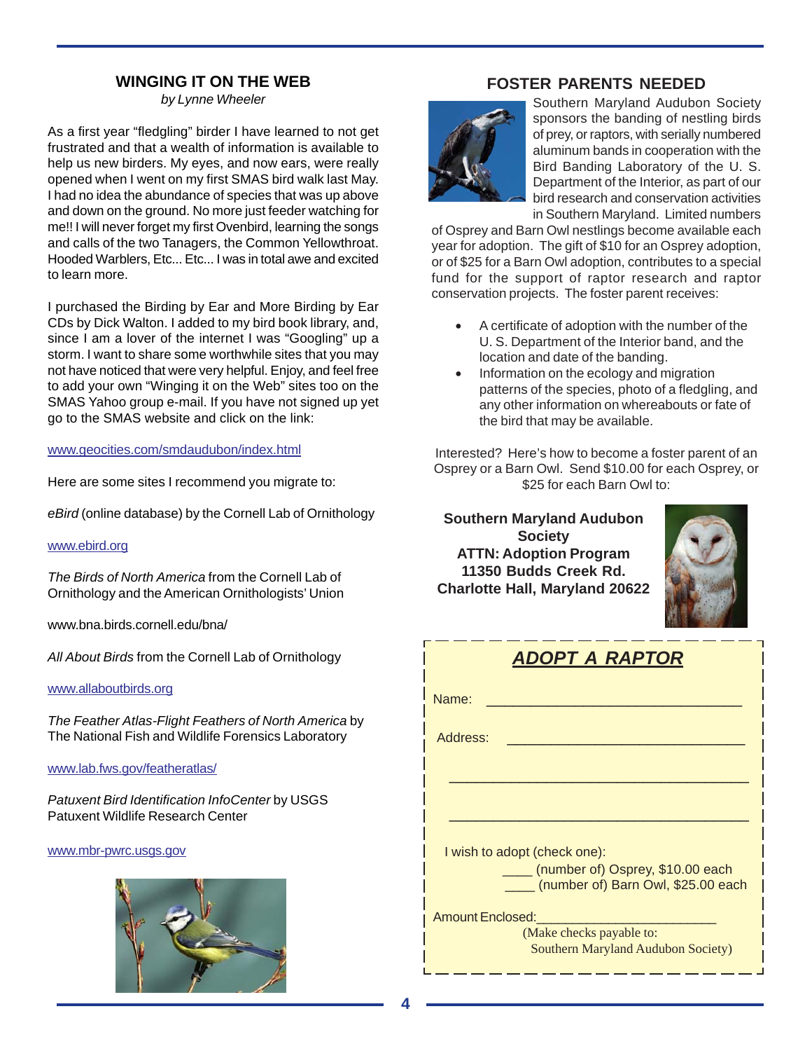## WINGING IT ON THE WEB

*by Lynne Wheeler*

As a first year "fledgling" birder I have learned to not get frustrated and that a wealth of information is available to help us new birders. My eyes, and now ears, were really opened when I went on my first SMAS bird walk last May. I had no idea the abundance of species that was up above and down on the ground. No more just feeder watching for me!! I will never forget my first Ovenbird, learning the songs and calls of the two Tanagers, the Common Yellowthroat. Hooded Warblers, Etc... Etc... I was in total awe and excited to learn more.

I purchased the Birding by Ear and More Birding by Ear CDs by Dick Walton. I added to my bird book library, and, since I am a lover of the internet I was "Googling" up a storm. I want to share some worthwhile sites that you may not have noticed that were very helpful. Enjoy, and feel free to add your own "Winging it on the Web" sites too on the SMAS Yahoo group e-mail. If you have not signed up yet go to the SMAS website and click on the link:

www.geocities.com/smdaudubon/index.html

Here are some sites I recommend you migrate to:

*eBird* (online database) by the Cornell Lab of Ornithology

www.ebird.org

*The Birds of North America* from the Cornell Lab of Ornithology and the American Ornithologists' Union

www.bna.birds.cornell.edu/bna/

*All About Birds* from the Cornell Lab of Ornithology

www.allaboutbirds.org

*The Feather Atlas-Flight Feathers of North America* by The National Fish and Wildlife Forensics Laboratory

www.lab.fws.gov/featheratlas/

*Patuxent Bird Identification InfoCenter* by USGS Patuxent Wildlife Research Center

www.mbr-pwrc.usgs.gov

## FOSTER PARENTS NEEDED

Southern Maryland Audubon Society sponsors the banding of nestling birds of prey, or raptors, with serially numbered aluminum bands in cooperation with the Bird Banding Laboratory of the U. S. Department of the Interior, as part of our bird research and conservation activities in Southern Maryland. Limited numbers of Osprey and Barn Owl nestlings become available each year for adoption. The gift of $10 for an Osprey adoption, or of $25 for a Barn Owl adoption, contributes to a special fund for the support of raptor research and raptor conservation projects. The foster parent receives:

- A certificate of adoption with the number of the U. S. Department of the Interior band, and the location and date of the banding.
- Information on the ecology and migration patterns of the species, photo of a fledgling, and any other information on whereabouts or fate of the bird that may be available.

Interested? Here's how to become a foster parent of an Osprey or a Barn Owl. Send $10.00 for each Osprey, or $25 for each Barn Owl to:

**Southern Maryland Audubon Society**
**ATTN: Adoption Program**
**11350 Budds Creek Rd.**
**Charlotte Hall, Maryland 20622**

### *ADOPT A RAPTOR*

Name: ________________________________

Address: ______________________________

________________________________________

________________________________________

I wish to adopt (check one):

____ (number of) Osprey, $10.00 each

____ (number of) Barn Owl, $25.00 each

Amount Enclosed:_______________________

(Make checks payable to: Southern Maryland Audubon Society)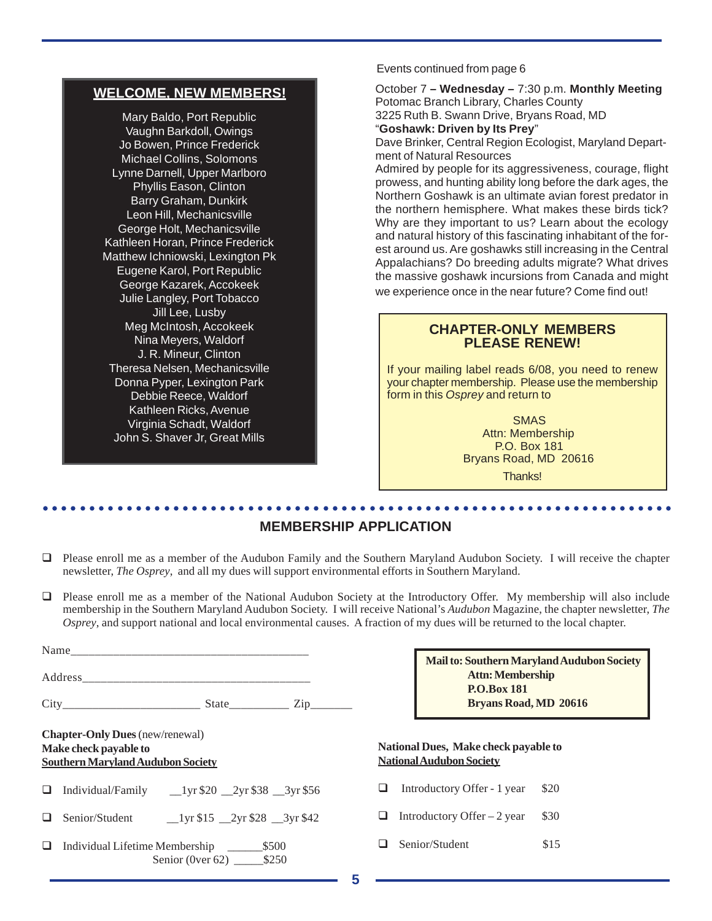## WELCOME, NEW MEMBERS!

Mary Baldo, Port Republic
Vaughn Barkdoll, Owings
Jo Bowen, Prince Frederick
Michael Collins, Solomons
Lynne Darnell, Upper Marlboro
Phyllis Eason, Clinton
Barry Graham, Dunkirk
Leon Hill, Mechanicsville
George Holt, Mechanicsville
Kathleen Horan, Prince Frederick
Matthew Ichniowski, Lexington Pk
Eugene Karol, Port Republic
George Kazarek, Accokeek
Julie Langley, Port Tobacco
Jill Lee, Lusby
Meg McIntosh, Accokeek
Nina Meyers, Waldorf
J. R. Mineur, Clinton
Theresa Nelsen, Mechanicsville
Donna Pyper, Lexington Park
Debbie Reece, Waldorf
Kathleen Ricks, Avenue
Virginia Schadt, Waldorf
John S. Shaver Jr, Great Mills

Events continued from page 6

October 7 **– Wednesday –** 7:30 p.m. **Monthly Meeting**
Potomac Branch Library, Charles County
3225 Ruth B. Swann Drive, Bryans Road, MD
"**Goshawk: Driven by Its Prey**"
Dave Brinker, Central Region Ecologist, Maryland Department of Natural Resources
Admired by people for its aggressiveness, courage, flight prowess, and hunting ability long before the dark ages, the Northern Goshawk is an ultimate avian forest predator in the northern hemisphere. What makes these birds tick? Why are they important to us? Learn about the ecology and natural history of this fascinating inhabitant of the forest around us. Are goshawks still increasing in the Central Appalachians? Do breeding adults migrate? What drives the massive goshawk incursions from Canada and might we experience once in the near future? Come find out!

### CHAPTER-ONLY MEMBERS PLEASE RENEW!

If your mailing label reads 6/08, you need to renew your chapter membership. Please use the membership form in this *Osprey* and return to

SMAS
Attn: Membership
P.O. Box 181
Bryans Road, MD 20616

Thanks!

## MEMBERSHIP APPLICATION

❑ Please enroll me as a member of the Audubon Family and the Southern Maryland Audubon Society. I will receive the chapter newsletter, *The Osprey*, and all my dues will support environmental efforts in Southern Maryland.

❑ Please enroll me as a member of the National Audubon Society at the Introductory Offer. My membership will also include membership in the Southern Maryland Audubon Society. I will receive National's *Audubon* Magazine, the chapter newsletter, *The Osprey*, and support national and local environmental causes. A fraction of my dues will be returned to the local chapter.

Name________________________________________

Address______________________________________

City______________________ State_________ Zip_______

**Mail to: Southern Maryland Audubon Society**
**Attn: Membership**
**P.O.Box 181**
**Bryans Road, MD 20616**

**Chapter-Only Dues** (new/renewal)
**Make check payable to**
**Southern Maryland Audubon Society**

❑ Individual/Family __1yr $20 __2yr $38 __3yr $56

❑ Senior/Student __1yr $15 __2yr $28 __3yr $42

❑ Individual Lifetime Membership ______$500
Senior (0ver 62) _____$250

**National Dues, Make check payable to**
**National Audubon Society**

❑ Introductory Offer - 1 year $20

❑ Introductory Offer – 2 year $30

❑ Senior/Student $15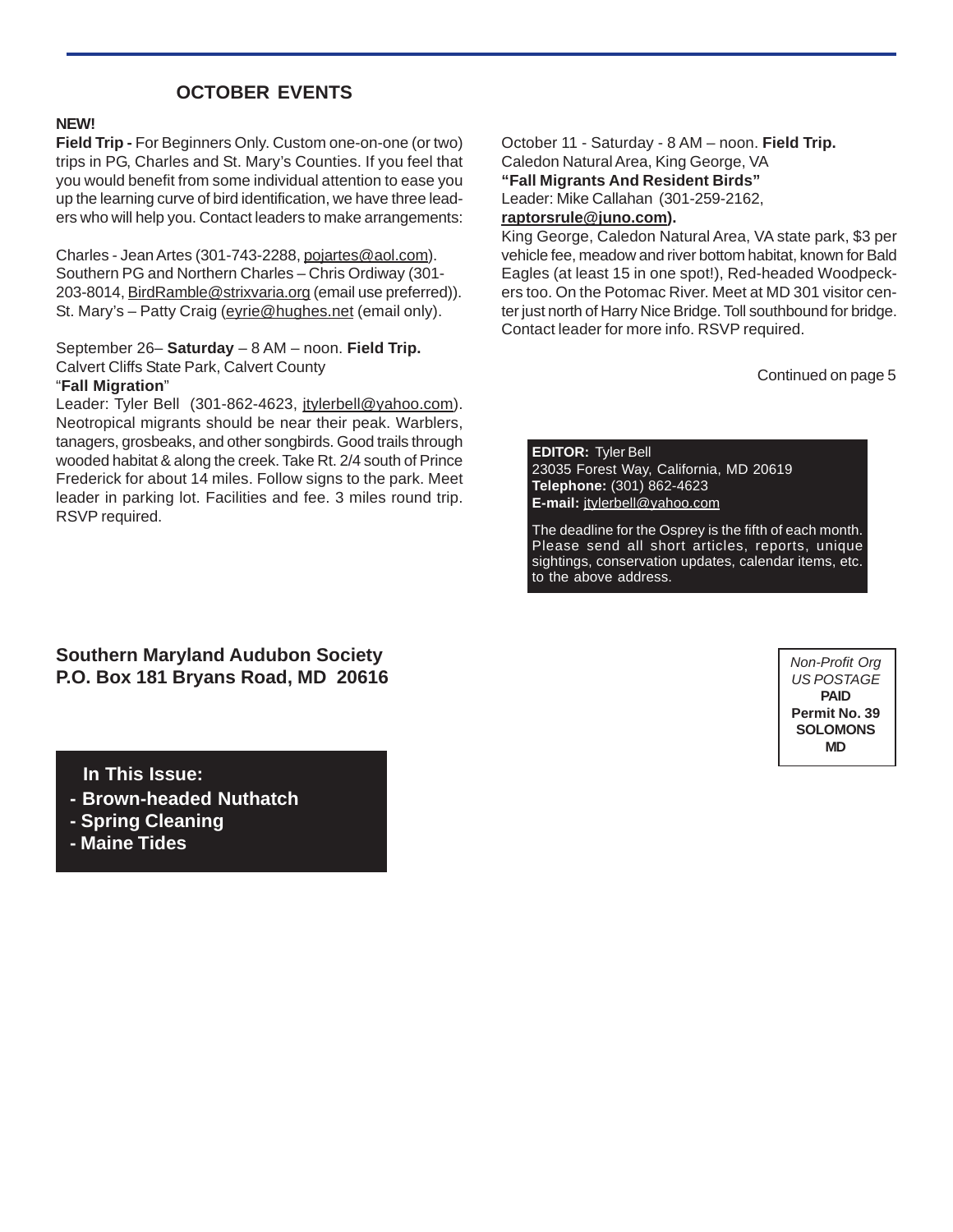## OCTOBER EVENTS

**NEW!**

**Field Trip -** For Beginners Only. Custom one-on-one (or two) trips in PG, Charles and St. Mary's Counties. If you feel that you would benefit from some individual attention to ease you up the learning curve of bird identification, we have three leaders who will help you. Contact leaders to make arrangements:

Charles - Jean Artes (301-743-2288, pojartes@aol.com).
Southern PG and Northern Charles – Chris Ordiway (301-203-8014, BirdRamble@strixvaria.org (email use preferred)).
St. Mary's – Patty Craig (eyrie@hughes.net (email only).

September 26– **Saturday** – 8 AM – noon. **Field Trip.**
Calvert Cliffs State Park, Calvert County
"**Fall Migration**"
Leader: Tyler Bell (301-862-4623, jtylerbell@yahoo.com). Neotropical migrants should be near their peak. Warblers, tanagers, grosbeaks, and other songbirds. Good trails through wooded habitat & along the creek. Take Rt. 2/4 south of Prince Frederick for about 14 miles. Follow signs to the park. Meet leader in parking lot. Facilities and fee. 3 miles round trip. RSVP required.

October 11 - Saturday - 8 AM – noon. **Field Trip.**
Caledon Natural Area, King George, VA
**"Fall Migrants And Resident Birds"**
Leader: Mike Callahan (301-259-2162, **raptorsrule@juno.com).**
King George, Caledon Natural Area, VA state park, $3 per vehicle fee, meadow and river bottom habitat, known for Bald Eagles (at least 15 in one spot!), Red-headed Woodpeckers too. On the Potomac River. Meet at MD 301 visitor center just north of Harry Nice Bridge. Toll southbound for bridge. Contact leader for more info. RSVP required.

Continued on page 5

**EDITOR:** Tyler Bell
23035 Forest Way, California, MD 20619
**Telephone:** (301) 862-4623
**E-mail:** jtylerbell@yahoo.com

The deadline for the Osprey is the fifth of each month. Please send all short articles, reports, unique sightings, conservation updates, calendar items, etc. to the above address.

**Southern Maryland Audubon Society**
**P.O. Box 181 Bryans Road, MD 20616**

*Non-Profit Org*
*US POSTAGE*
**PAID**
**Permit No. 39**
**SOLOMONS**
**MD**

**In This Issue:**

- **Brown-headed Nuthatch**
- **Spring Cleaning**
- **Maine Tides**